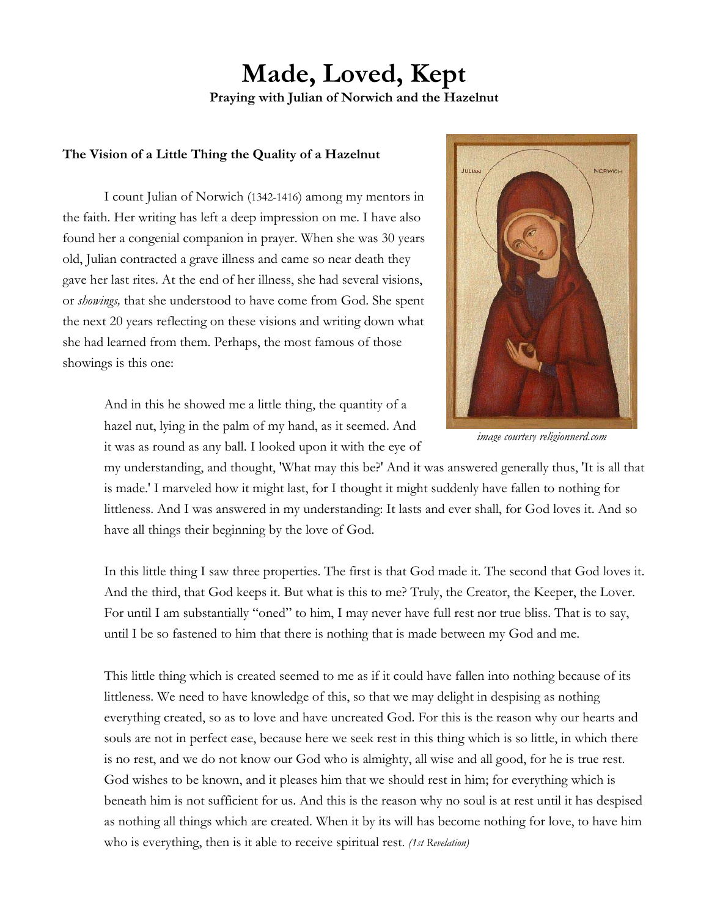# Made, Loved, Kept

**Praying with Julian of Norwich and the Hazelnut**

### The Vision of a Little Thing the Quality of a Hazelnut

I count Julian of Norwich (1342-1416) among my mentors in the faith. Her writing has left a deep impression on me. I have also found her a congenial companion in prayer. When she was 30 years old, Julian contracted a grave illness and came so near death they gave her last rites. At the end of her illness, she had several visions, or *showings,* that she understood to have come from God. She spent the next 20 years reflecting on these visions and writing down what she had learned from them. Perhaps, the most famous of those showings is this one:

*image courtesy religionnerd.com*

> And in this he showed me a little thing, the quantity of a hazel nut, lying in the palm of my hand, as it seemed. And it was as round as any ball. I looked upon it with the eye of my understanding, and thought, 'What may this be?' And it was answered generally thus, 'It is all that is made.' I marveled how it might last, for I thought it might suddenly have fallen to nothing for littleness. And I was answered in my understanding: It lasts and ever shall, for God loves it. And so have all things their beginning by the love of God.
>
> In this little thing I saw three properties. The first is that God made it. The second that God loves it. And the third, that God keeps it. But what is this to me? Truly, the Creator, the Keeper, the Lover. For until I am substantially "oned" to him, I may never have full rest nor true bliss. That is to say, until I be so fastened to him that there is nothing that is made between my God and me.
>
> This little thing which is created seemed to me as if it could have fallen into nothing because of its littleness. We need to have knowledge of this, so that we may delight in despising as nothing everything created, so as to love and have uncreated God. For this is the reason why our hearts and souls are not in perfect ease, because here we seek rest in this thing which is so little, in which there is no rest, and we do not know our God who is almighty, all wise and all good, for he is true rest. God wishes to be known, and it pleases him that we should rest in him; for everything which is beneath him is not sufficient for us. And this is the reason why no soul is at rest until it has despised as nothing all things which are created. When it by its will has become nothing for love, to have him who is everything, then is it able to receive spiritual rest. *(1st Revelation)*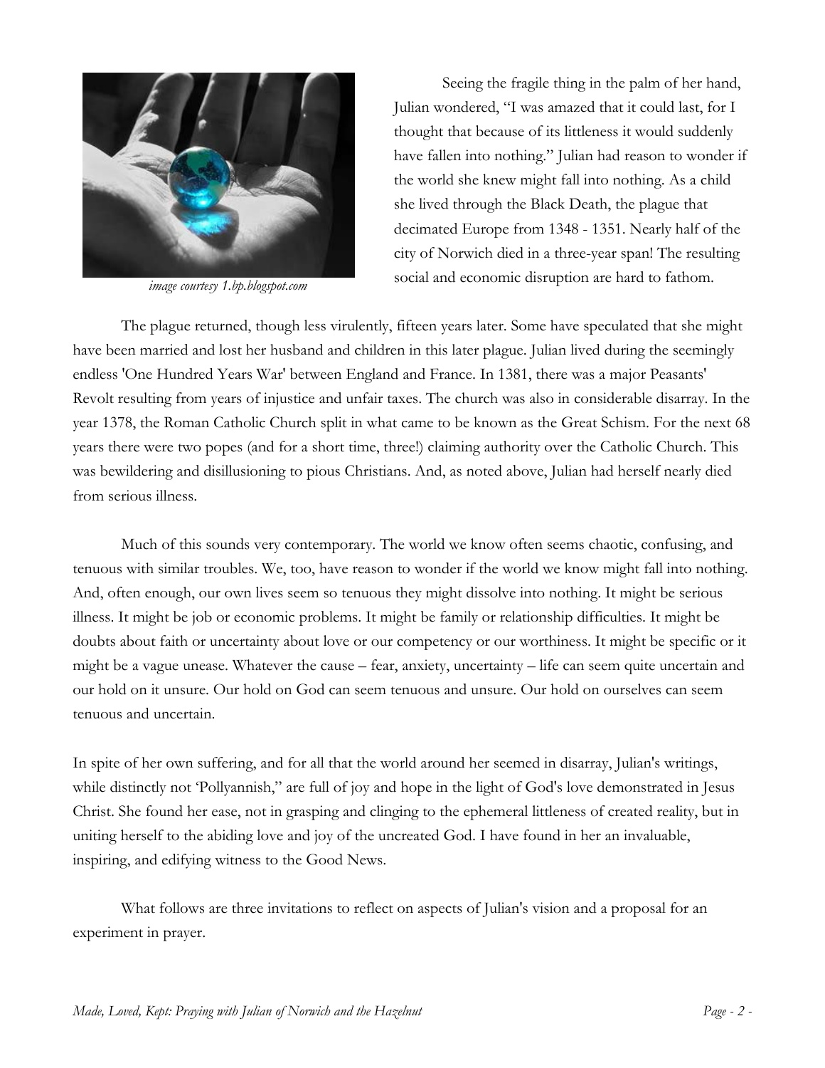image courtesy 1.bp.blogspot.com

Seeing the fragile thing in the palm of her hand, Julian wondered, "I was amazed that it could last, for I thought that because of its littleness it would suddenly have fallen into nothing." Julian had reason to wonder if the world she knew might fall into nothing. As a child she lived through the Black Death, the plague that decimated Europe from 1348 - 1351. Nearly half of the city of Norwich died in a three-year span! The resulting social and economic disruption are hard to fathom.

The plague returned, though less virulently, fifteen years later. Some have speculated that she might have been married and lost her husband and children in this later plague. Julian lived during the seemingly endless 'One Hundred Years War' between England and France. In 1381, there was a major Peasants' Revolt resulting from years of injustice and unfair taxes. The church was also in considerable disarray. In the year 1378, the Roman Catholic Church split in what came to be known as the Great Schism. For the next 68 years there were two popes (and for a short time, three!) claiming authority over the Catholic Church. This was bewildering and disillusioning to pious Christians. And, as noted above, Julian had herself nearly died from serious illness.

Much of this sounds very contemporary. The world we know often seems chaotic, confusing, and tenuous with similar troubles. We, too, have reason to wonder if the world we know might fall into nothing. And, often enough, our own lives seem so tenuous they might dissolve into nothing. It might be serious illness. It might be job or economic problems. It might be family or relationship difficulties. It might be doubts about faith or uncertainty about love or our competency or our worthiness. It might be specific or it might be a vague unease. Whatever the cause – fear, anxiety, uncertainty – life can seem quite uncertain and our hold on it unsure. Our hold on God can seem tenuous and unsure. Our hold on ourselves can seem tenuous and uncertain.

In spite of her own suffering, and for all that the world around her seemed in disarray, Julian's writings, while distinctly not 'Pollyannish," are full of joy and hope in the light of God's love demonstrated in Jesus Christ. She found her ease, not in grasping and clinging to the ephemeral littleness of created reality, but in uniting herself to the abiding love and joy of the uncreated God. I have found in her an invaluable, inspiring, and edifying witness to the Good News.

What follows are three invitations to reflect on aspects of Julian's vision and a proposal for an experiment in prayer.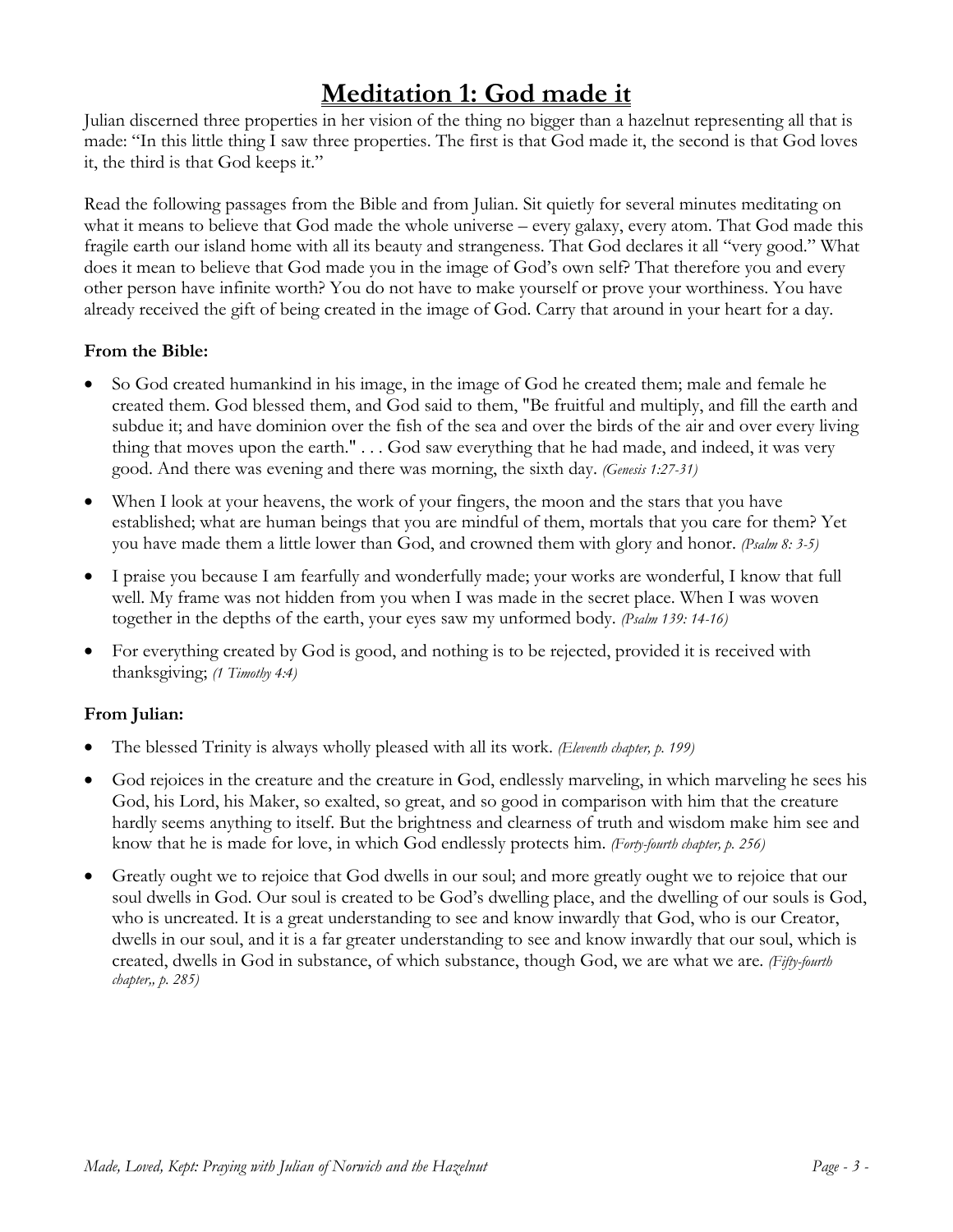# Meditation 1: God made it

Julian discerned three properties in her vision of the thing no bigger than a hazelnut representing all that is made: "In this little thing I saw three properties. The first is that God made it, the second is that God loves it, the third is that God keeps it."

Read the following passages from the Bible and from Julian. Sit quietly for several minutes meditating on what it means to believe that God made the whole universe – every galaxy, every atom. That God made this fragile earth our island home with all its beauty and strangeness. That God declares it all "very good." What does it mean to believe that God made you in the image of God's own self? That therefore you and every other person have infinite worth? You do not have to make yourself or prove your worthiness. You have already received the gift of being created in the image of God. Carry that around in your heart for a day.

**From the Bible:**

- So God created humankind in his image, in the image of God he created them; male and female he created them. God blessed them, and God said to them, "Be fruitful and multiply, and fill the earth and subdue it; and have dominion over the fish of the sea and over the birds of the air and over every living thing that moves upon the earth." . . . God saw everything that he had made, and indeed, it was very good. And there was evening and there was morning, the sixth day. *(Genesis 1:27-31)*
- When I look at your heavens, the work of your fingers, the moon and the stars that you have established; what are human beings that you are mindful of them, mortals that you care for them? Yet you have made them a little lower than God, and crowned them with glory and honor. *(Psalm 8: 3-5)*
- I praise you because I am fearfully and wonderfully made; your works are wonderful, I know that full well. My frame was not hidden from you when I was made in the secret place. When I was woven together in the depths of the earth, your eyes saw my unformed body. *(Psalm 139: 14-16)*
- For everything created by God is good, and nothing is to be rejected, provided it is received with thanksgiving; *(1 Timothy 4:4)*

**From Julian:**

- The blessed Trinity is always wholly pleased with all its work. *(Eleventh chapter, p. 199)*
- God rejoices in the creature and the creature in God, endlessly marveling, in which marveling he sees his God, his Lord, his Maker, so exalted, so great, and so good in comparison with him that the creature hardly seems anything to itself. But the brightness and clearness of truth and wisdom make him see and know that he is made for love, in which God endlessly protects him. *(Forty-fourth chapter, p. 256)*
- Greatly ought we to rejoice that God dwells in our soul; and more greatly ought we to rejoice that our soul dwells in God. Our soul is created to be God's dwelling place, and the dwelling of our souls is God, who is uncreated. It is a great understanding to see and know inwardly that God, who is our Creator, dwells in our soul, and it is a far greater understanding to see and know inwardly that our soul, which is created, dwells in God in substance, of which substance, though God, we are what we are. *(Fifty-fourth chapter,, p. 285)*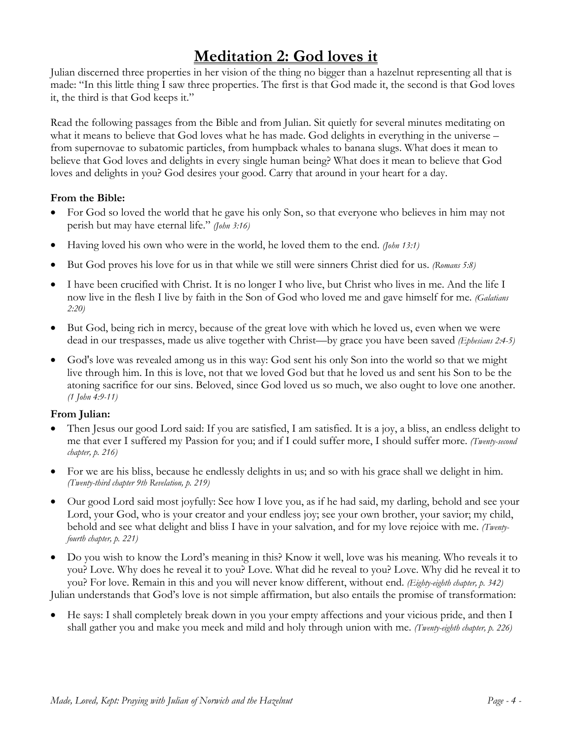# Meditation 2: God loves it

Julian discerned three properties in her vision of the thing no bigger than a hazelnut representing all that is made: "In this little thing I saw three properties. The first is that God made it, the second is that God loves it, the third is that God keeps it."

Read the following passages from the Bible and from Julian. Sit quietly for several minutes meditating on what it means to believe that God loves what he has made. God delights in everything in the universe – from supernovae to subatomic particles, from humpback whales to banana slugs. What does it mean to believe that God loves and delights in every single human being? What does it mean to believe that God loves and delights in you? God desires your good. Carry that around in your heart for a day.

**From the Bible:**

- For God so loved the world that he gave his only Son, so that everyone who believes in him may not perish but may have eternal life." *(John 3:16)*
- Having loved his own who were in the world, he loved them to the end. *(John 13:1)*
- But God proves his love for us in that while we still were sinners Christ died for us. *(Romans 5:8)*
- I have been crucified with Christ. It is no longer I who live, but Christ who lives in me. And the life I now live in the flesh I live by faith in the Son of God who loved me and gave himself for me. *(Galatians 2:20)*
- But God, being rich in mercy, because of the great love with which he loved us, even when we were dead in our trespasses, made us alive together with Christ—by grace you have been saved *(Ephesians 2:4-5)*
- God's love was revealed among us in this way: God sent his only Son into the world so that we might live through him. In this is love, not that we loved God but that he loved us and sent his Son to be the atoning sacrifice for our sins. Beloved, since God loved us so much, we also ought to love one another. *(1 John 4:9-11)*

**From Julian:**

- Then Jesus our good Lord said: If you are satisfied, I am satisfied. It is a joy, a bliss, an endless delight to me that ever I suffered my Passion for you; and if I could suffer more, I should suffer more. *(Twenty-second chapter, p. 216)*
- For we are his bliss, because he endlessly delights in us; and so with his grace shall we delight in him. *(Twenty-third chapter 9th Revelation, p. 219)*
- Our good Lord said most joyfully: See how I love you, as if he had said, my darling, behold and see your Lord, your God, who is your creator and your endless joy; see your own brother, your savior; my child, behold and see what delight and bliss I have in your salvation, and for my love rejoice with me. *(Twenty-fourth chapter, p. 221)*
- Do you wish to know the Lord's meaning in this? Know it well, love was his meaning. Who reveals it to you? Love. Why does he reveal it to you? Love. What did he reveal to you? Love. Why did he reveal it to you? For love. Remain in this and you will never know different, without end. *(Eighty-eighth chapter, p. 342)*

Julian understands that God's love is not simple affirmation, but also entails the promise of transformation:

- He says: I shall completely break down in you your empty affections and your vicious pride, and then I shall gather you and make you meek and mild and holy through union with me. *(Twenty-eighth chapter, p. 226)*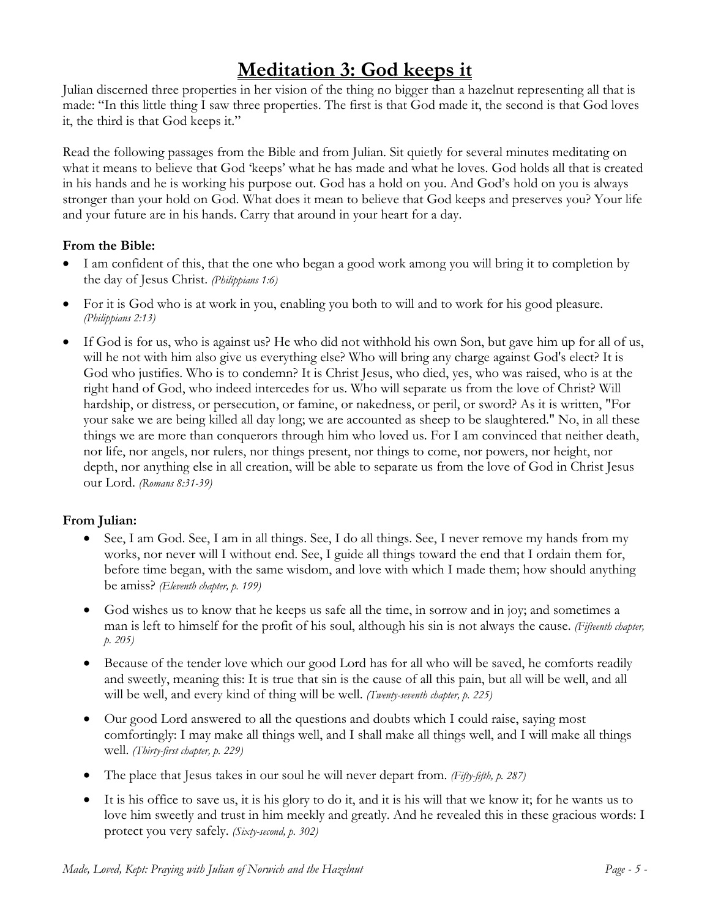# Meditation 3: God keeps it

Julian discerned three properties in her vision of the thing no bigger than a hazelnut representing all that is made: "In this little thing I saw three properties. The first is that God made it, the second is that God loves it, the third is that God keeps it."

Read the following passages from the Bible and from Julian. Sit quietly for several minutes meditating on what it means to believe that God 'keeps' what he has made and what he loves. God holds all that is created in his hands and he is working his purpose out. God has a hold on you. And God's hold on you is always stronger than your hold on God. What does it mean to believe that God keeps and preserves you? Your life and your future are in his hands. Carry that around in your heart for a day.

**From the Bible:**

- I am confident of this, that the one who began a good work among you will bring it to completion by the day of Jesus Christ. *(Philippians 1:6)*
- For it is God who is at work in you, enabling you both to will and to work for his good pleasure. *(Philippians 2:13)*
- If God is for us, who is against us? He who did not withhold his own Son, but gave him up for all of us, will he not with him also give us everything else? Who will bring any charge against God's elect? It is God who justifies. Who is to condemn? It is Christ Jesus, who died, yes, who was raised, who is at the right hand of God, who indeed intercedes for us. Who will separate us from the love of Christ? Will hardship, or distress, or persecution, or famine, or nakedness, or peril, or sword? As it is written, "For your sake we are being killed all day long; we are accounted as sheep to be slaughtered." No, in all these things we are more than conquerors through him who loved us. For I am convinced that neither death, nor life, nor angels, nor rulers, nor things present, nor things to come, nor powers, nor height, nor depth, nor anything else in all creation, will be able to separate us from the love of God in Christ Jesus our Lord. *(Romans 8:31-39)*

**From Julian:**

- See, I am God. See, I am in all things. See, I do all things. See, I never remove my hands from my works, nor never will I without end. See, I guide all things toward the end that I ordain them for, before time began, with the same wisdom, and love with which I made them; how should anything be amiss? *(Eleventh chapter, p. 199)*
- God wishes us to know that he keeps us safe all the time, in sorrow and in joy; and sometimes a man is left to himself for the profit of his soul, although his sin is not always the cause. *(Fifteenth chapter, p. 205)*
- Because of the tender love which our good Lord has for all who will be saved, he comforts readily and sweetly, meaning this: It is true that sin is the cause of all this pain, but all will be well, and all will be well, and every kind of thing will be well. *(Twenty-seventh chapter, p. 225)*
- Our good Lord answered to all the questions and doubts which I could raise, saying most comfortingly: I may make all things well, and I shall make all things well, and I will make all things well. *(Thirty-first chapter, p. 229)*
- The place that Jesus takes in our soul he will never depart from. *(Fifty-fifth, p. 287)*
- It is his office to save us, it is his glory to do it, and it is his will that we know it; for he wants us to love him sweetly and trust in him meekly and greatly. And he revealed this in these gracious words: I protect you very safely. *(Sixty-second, p. 302)*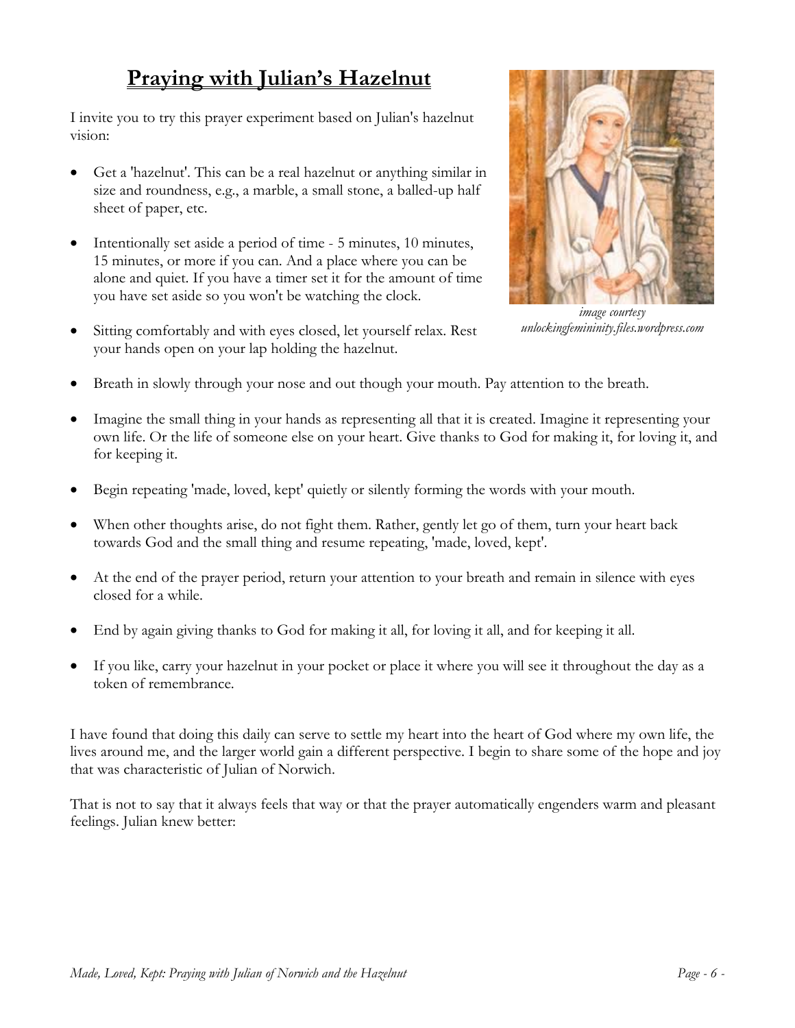## Praying with Julian's Hazelnut

I invite you to try this prayer experiment based on Julian's hazelnut vision:

- Get a 'hazelnut'. This can be a real hazelnut or anything similar in size and roundness, e.g., a marble, a small stone, a balled-up half sheet of paper, etc.
- Intentionally set aside a period of time - 5 minutes, 10 minutes, 15 minutes, or more if you can. And a place where you can be alone and quiet. If you have a timer set it for the amount of time you have set aside so you won't be watching the clock.
- Sitting comfortably and with eyes closed, let yourself relax. Rest your hands open on your lap holding the hazelnut.
- Breath in slowly through your nose and out though your mouth. Pay attention to the breath.
- Imagine the small thing in your hands as representing all that it is created. Imagine it representing your own life. Or the life of someone else on your heart. Give thanks to God for making it, for loving it, and for keeping it.
- Begin repeating 'made, loved, kept' quietly or silently forming the words with your mouth.
- When other thoughts arise, do not fight them. Rather, gently let go of them, turn your heart back towards God and the small thing and resume repeating, 'made, loved, kept'.
- At the end of the prayer period, return your attention to your breath and remain in silence with eyes closed for a while.
- End by again giving thanks to God for making it all, for loving it all, and for keeping it all.
- If you like, carry your hazelnut in your pocket or place it where you will see it throughout the day as a token of remembrance.

*image courtesy unlockingfemininity.files.wordpress.com*

I have found that doing this daily can serve to settle my heart into the heart of God where my own life, the lives around me, and the larger world gain a different perspective. I begin to share some of the hope and joy that was characteristic of Julian of Norwich.

That is not to say that it always feels that way or that the prayer automatically engenders warm and pleasant feelings. Julian knew better: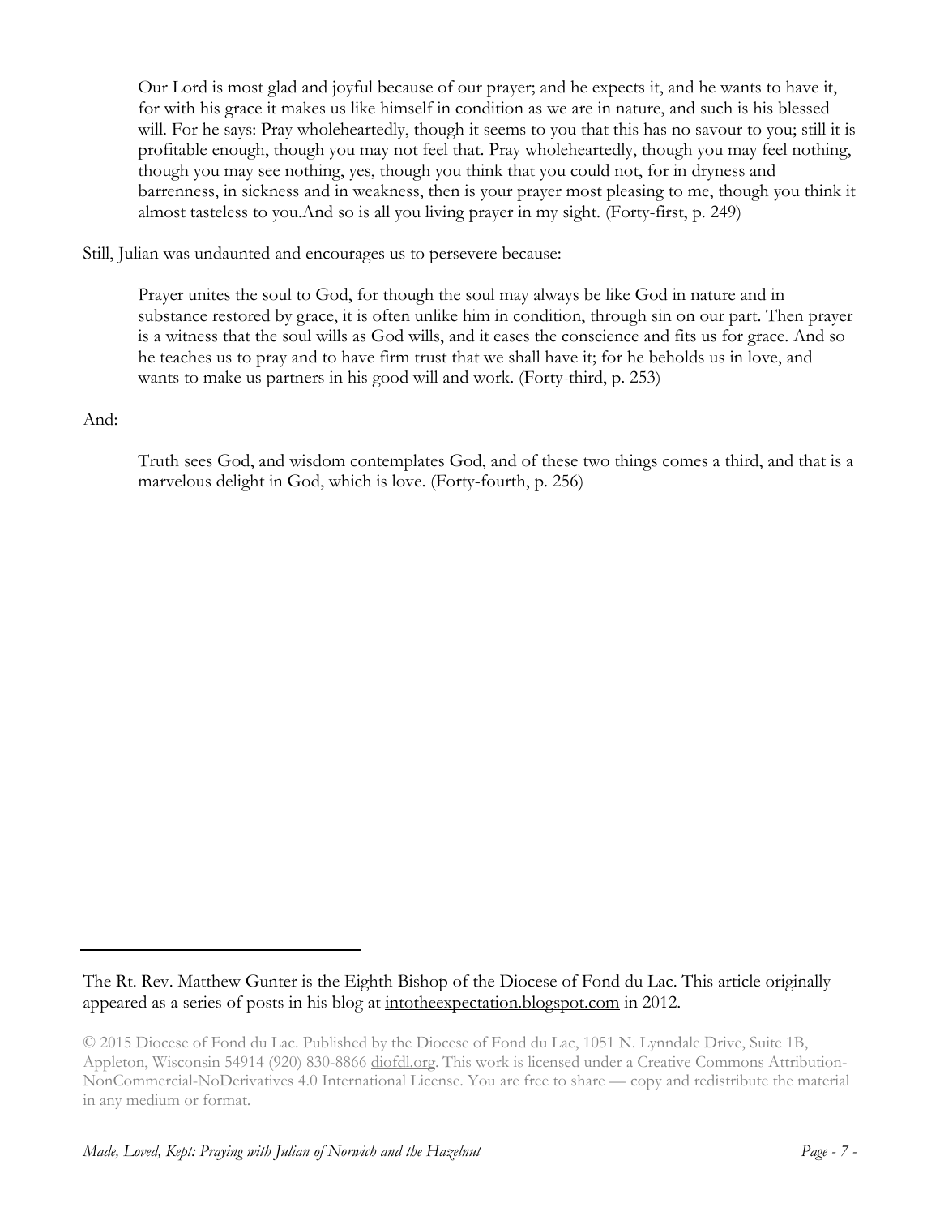> Our Lord is most glad and joyful because of our prayer; and he expects it, and he wants to have it, for with his grace it makes us like himself in condition as we are in nature, and such is his blessed will. For he says: Pray wholeheartedly, though it seems to you that this has no savour to you; still it is profitable enough, though you may not feel that. Pray wholeheartedly, though you may feel nothing, though you may see nothing, yes, though you think that you could not, for in dryness and barrenness, in sickness and in weakness, then is your prayer most pleasing to me, though you think it almost tasteless to you.And so is all you living prayer in my sight. (Forty-first, p. 249)

Still, Julian was undaunted and encourages us to persevere because:

> Prayer unites the soul to God, for though the soul may always be like God in nature and in substance restored by grace, it is often unlike him in condition, through sin on our part. Then prayer is a witness that the soul wills as God wills, and it eases the conscience and fits us for grace. And so he teaches us to pray and to have firm trust that we shall have it; for he beholds us in love, and wants to make us partners in his good will and work. (Forty-third, p. 253)

And:

> Truth sees God, and wisdom contemplates God, and of these two things comes a third, and that is a marvelous delight in God, which is love. (Forty-fourth, p. 256)

---

The Rt. Rev. Matthew Gunter is the Eighth Bishop of the Diocese of Fond du Lac. This article originally appeared as a series of posts in his blog at intotheexpectation.blogspot.com in 2012.

© 2015 Diocese of Fond du Lac. Published by the Diocese of Fond du Lac, 1051 N. Lynndale Drive, Suite 1B, Appleton, Wisconsin 54914 (920) 830-8866 diofdl.org. This work is licensed under a Creative Commons Attribution-NonCommercial-NoDerivatives 4.0 International License. You are free to share — copy and redistribute the material in any medium or format.